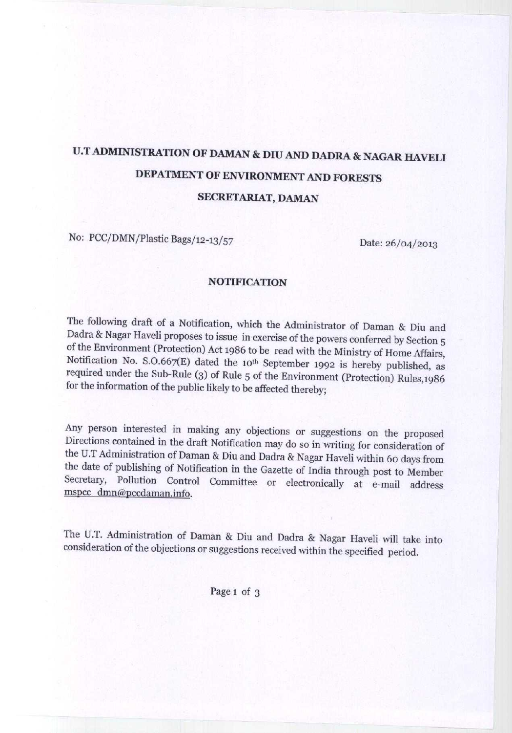# U.T ADMINISTRATION OF DAMAN & DIU AND DADRA & NAGAR HAVELI

## DEPATMENT OF ENVIRONMENT AND FORESTS

## SECRETARIAT, DAMAN

No: PCC/DMN/Plastic Bags/12-13/57 Date: 26/04/2013

### NOTIFICATION

The following draft of a Notification, which the Administrator of Daman & Diu and Dadra & Nagar Haveli proposes to issue in exercise of the powers conferred by Section 5 of the Environment (Protection) Act 1986 to be read with the Ministry of Home Affairs, Notification No. S.O.667(E) dated the 10th September 1992 is hereby published, as required under the Sub-Rule (3) of Rule 5 of the Environment (Protection) Rules,1986 for the information of the public likely to be affected thereby;

Any person interested in making any objections or suggestions on the proposed Directions contained in the draft Notification may do so in writing for consideration of the U.T Administration of Daman & Diu and Dadra & Nagar Haveli within 60 days from the date of publishing of Notification in the Gazette of India through post to Member Secretary, Pollution Control Committee or electronically at e-mail address mspcc_dmn@pccdaman.info.

The U.T. Administration of Daman & Diu and Dadra & Nagar Haveli will take into consideration of the objections or suggestions received within the specified period.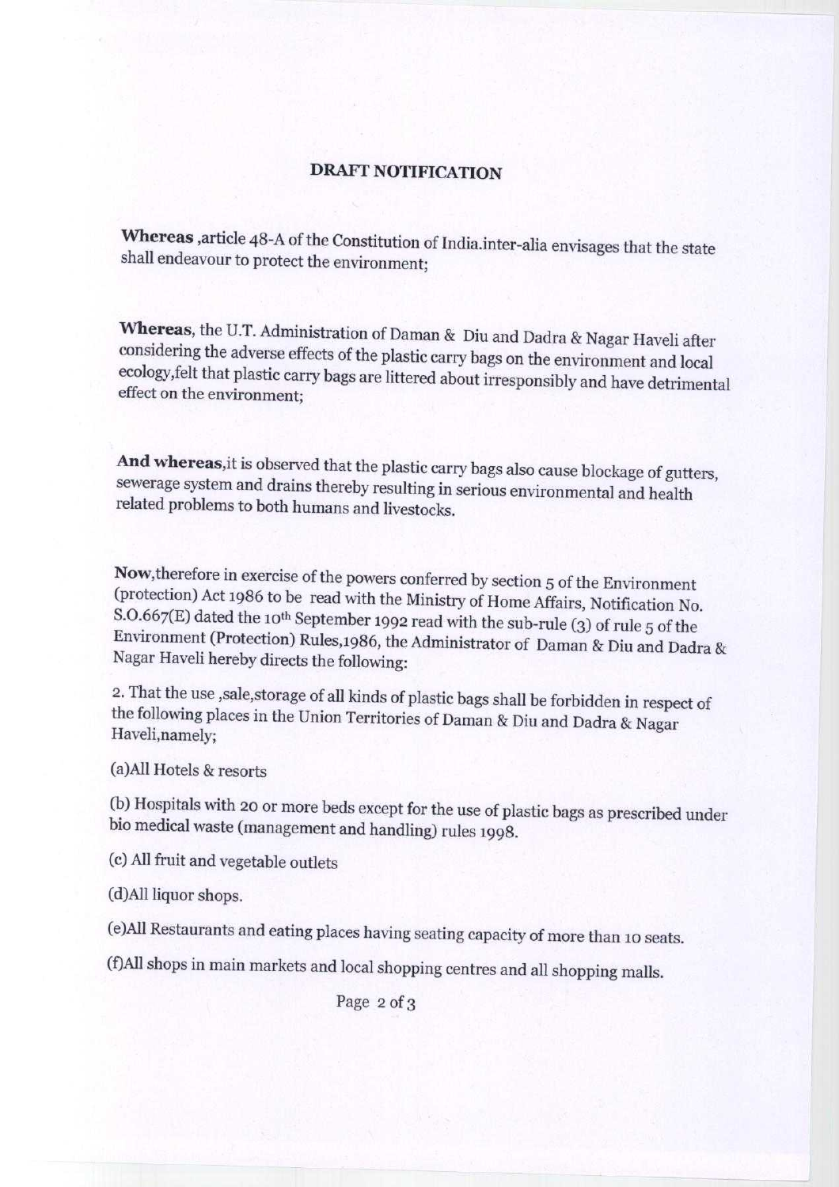## DRAFT NOTIFICATION

**Whereas** ,article 48-A of the Constitution of India.inter-alia envisages that the state shall endeavour to protect the environment;

**Whereas**, the U.T. Administration of Daman & Diu and Dadra & Nagar Haveli after considering the adverse effects of the plastic carry bags on the environment and local ecology,felt that plastic carry bags are littered about irresponsibly and have detrimental effect on the environment;

**And whereas**,it is observed that the plastic carry bags also cause blockage of gutters, sewerage system and drains thereby resulting in serious environmental and health related problems to both humans and livestocks.

**Now**,therefore in exercise of the powers conferred by section 5 of the Environment (protection) Act 1986 to be read with the Ministry of Home Affairs, Notification No. S.O.667(E) dated the 10th September 1992 read with the sub-rule (3) of rule 5 of the Environment (Protection) Rules,1986, the Administrator of Daman & Diu and Dadra & Nagar Haveli hereby directs the following:

2. That the use ,sale,storage of all kinds of plastic bags shall be forbidden in respect of the following places in the Union Territories of Daman & Diu and Dadra & Nagar Haveli,namely;

(a)All Hotels & resorts

(b) Hospitals with 20 or more beds except for the use of plastic bags as prescribed under bio medical waste (management and handling) rules 1998.

(c) All fruit and vegetable outlets

(d)All liquor shops.

(e)All Restaurants and eating places having seating capacity of more than 10 seats.

(f)All shops in main markets and local shopping centres and all shopping malls.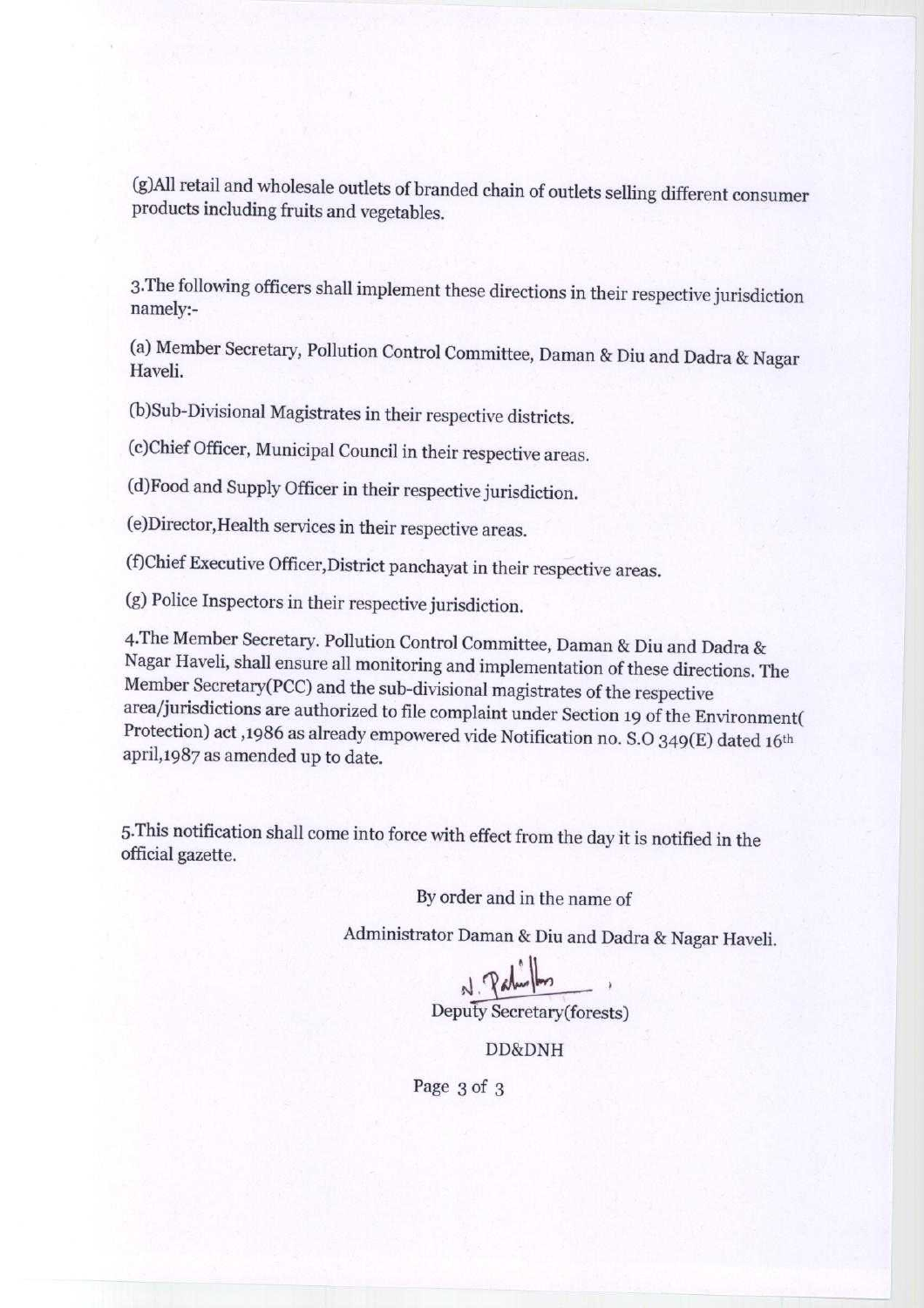(g)All retail and wholesale outlets of branded chain of outlets selling different consumer products including fruits and vegetables.

3.The following officers shall implement these directions in their respective jurisdiction namely:-

(a) Member Secretary, Pollution Control Committee, Daman & Diu and Dadra & Nagar Haveli.

(b)Sub-Divisional Magistrates in their respective districts.

(c)Chief Officer, Municipal Council in their respective areas.

(d)Food and Supply Officer in their respective jurisdiction.

(e)Director,Health services in their respective areas.

(f)Chief Executive Officer,District panchayat in their respective areas.

(g) Police Inspectors in their respective jurisdiction.

4.The Member Secretary. Pollution Control Committee, Daman & Diu and Dadra & Nagar Haveli, shall ensure all monitoring and implementation of these directions. The Member Secretary(PCC) and the sub-divisional magistrates of the respective area/jurisdictions are authorized to file complaint under Section 19 of the Environment( Protection) act ,1986 as already empowered vide Notification no. S.O 349(E) dated 16th april,1987 as amended up to date.

5.This notification shall come into force with effect from the day it is notified in the official gazette.

By order and in the name of

Administrator Daman & Diu and Dadra & Nagar Haveli.

N. Pahuja

Deputy Secretary(forests)

DD&DNH